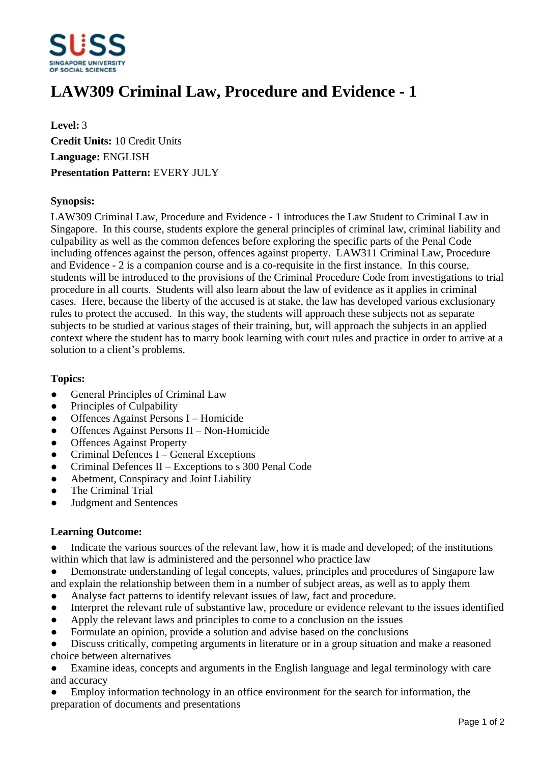# LAW309 Criminal Law, Procedure and Evidence - 1

**Level:** 3
**Credit Units:** 10 Credit Units
**Language:** ENGLISH
**Presentation Pattern:** EVERY JULY

**Synopsis:**

LAW309 Criminal Law, Procedure and Evidence - 1 introduces the Law Student to Criminal Law in Singapore. In this course, students explore the general principles of criminal law, criminal liability and culpability as well as the common defences before exploring the specific parts of the Penal Code including offences against the person, offences against property. LAW311 Criminal Law, Procedure and Evidence - 2 is a companion course and is a co-requisite in the first instance. In this course, students will be introduced to the provisions of the Criminal Procedure Code from investigations to trial procedure in all courts. Students will also learn about the law of evidence as it applies in criminal cases. Here, because the liberty of the accused is at stake, the law has developed various exclusionary rules to protect the accused. In this way, the students will approach these subjects not as separate subjects to be studied at various stages of their training, but, will approach the subjects in an applied context where the student has to marry book learning with court rules and practice in order to arrive at a solution to a client's problems.

**Topics:**

- General Principles of Criminal Law
- Principles of Culpability
- Offences Against Persons I – Homicide
- Offences Against Persons II – Non-Homicide
- Offences Against Property
- Criminal Defences I – General Exceptions
- Criminal Defences II – Exceptions to s 300 Penal Code
- Abetment, Conspiracy and Joint Liability
- The Criminal Trial
- Judgment and Sentences

**Learning Outcome:**

- Indicate the various sources of the relevant law, how it is made and developed; of the institutions within which that law is administered and the personnel who practice law
- Demonstrate understanding of legal concepts, values, principles and procedures of Singapore law and explain the relationship between them in a number of subject areas, as well as to apply them
- Analyse fact patterns to identify relevant issues of law, fact and procedure.
- Interpret the relevant rule of substantive law, procedure or evidence relevant to the issues identified
- Apply the relevant laws and principles to come to a conclusion on the issues
- Formulate an opinion, provide a solution and advise based on the conclusions
- Discuss critically, competing arguments in literature or in a group situation and make a reasoned choice between alternatives
- Examine ideas, concepts and arguments in the English language and legal terminology with care and accuracy
- Employ information technology in an office environment for the search for information, the preparation of documents and presentations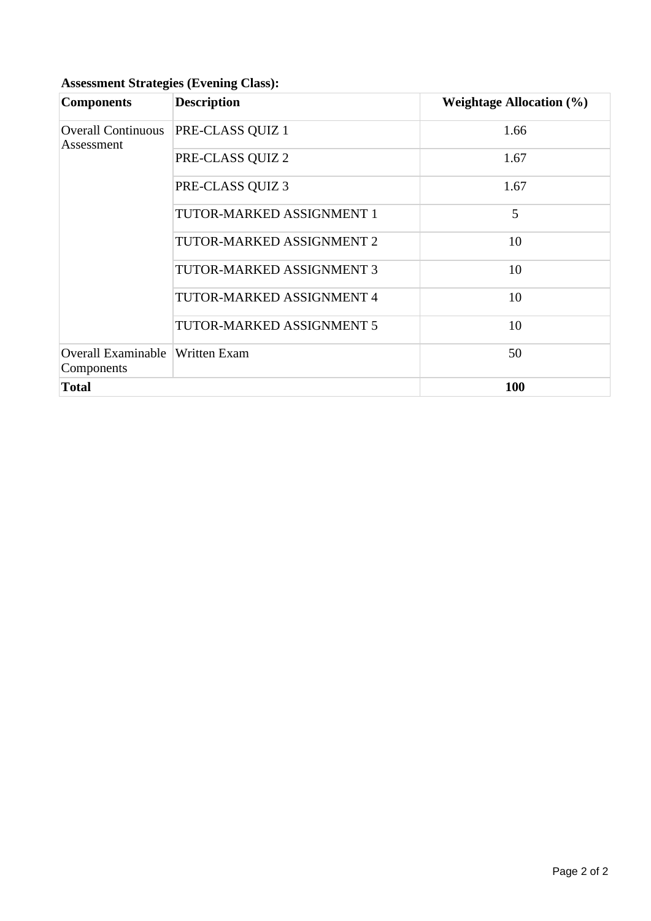**Assessment Strategies (Evening Class):**

| **Components** | **Description** | **Weightage Allocation (%)** |
| --- | --- | --- |
| Overall Continuous Assessment | PRE-CLASS QUIZ 1 | 1.66 |
| | PRE-CLASS QUIZ 2 | 1.67 |
| | PRE-CLASS QUIZ 3 | 1.67 |
| | TUTOR-MARKED ASSIGNMENT 1 | 5 |
| | TUTOR-MARKED ASSIGNMENT 2 | 10 |
| | TUTOR-MARKED ASSIGNMENT 3 | 10 |
| | TUTOR-MARKED ASSIGNMENT 4 | 10 |
| | TUTOR-MARKED ASSIGNMENT 5 | 10 |
| Overall Examinable Components | Written Exam | 50 |
| **Total** | | **100** |